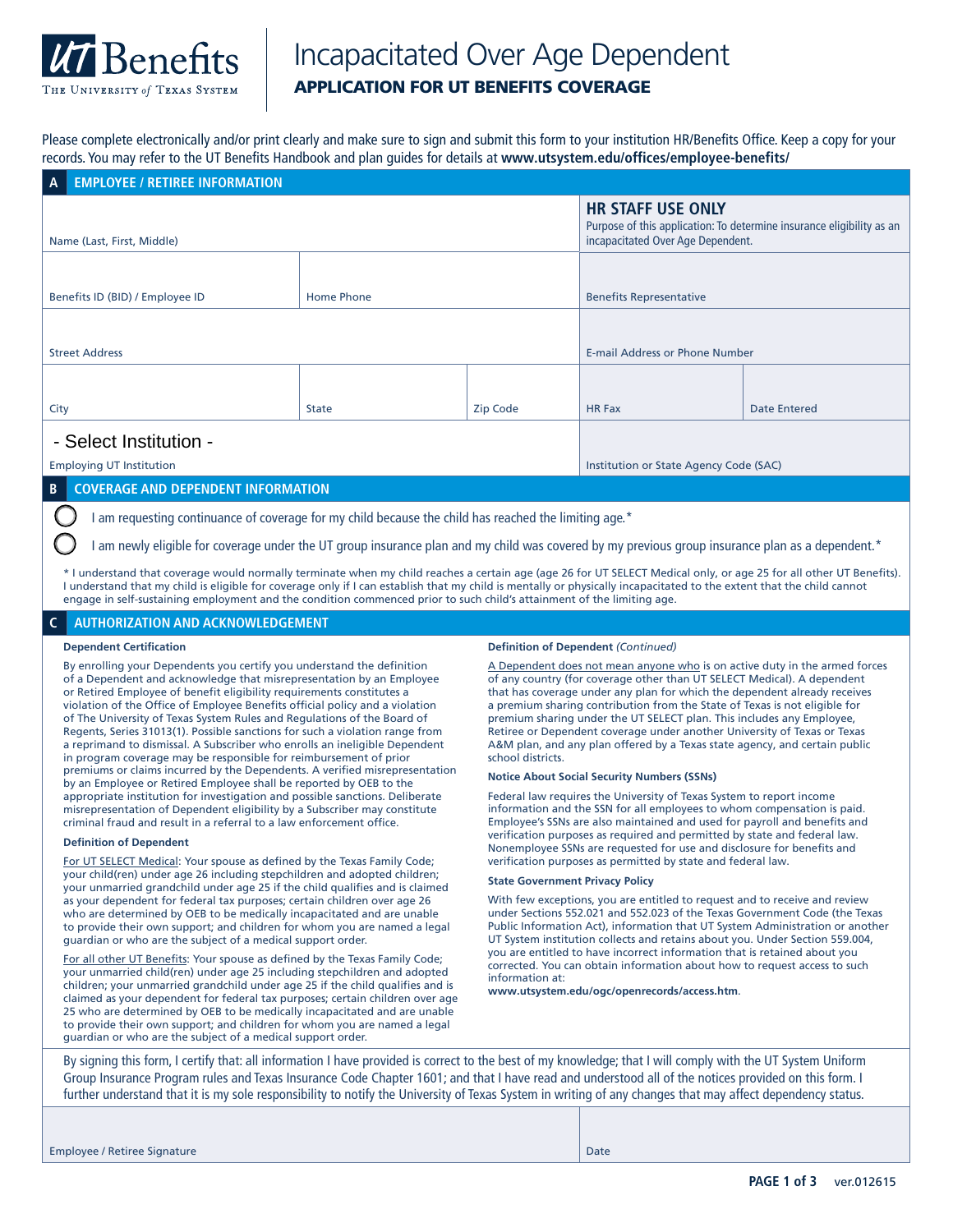**UT Benefits** — The University of Texas System

# Incapacitated Over Age Dependent

## APPLICATION FOR UT BENEFITS COVERAGE

Please complete electronically and/or print clearly and make sure to sign and submit this form to your institution HR/Benefits Office. Keep a copy for your records. You may refer to the UT Benefits Handbook and plan guides for details at **www.utsystem.edu/offices/employee-benefits/**

## A EMPLOYEE / RETIREE INFORMATION

| | | | **HR STAFF USE ONLY** Purpose of this application: To determine insurance eligibility as an incapacitated Over Age Dependent. | |
|---|---|---|---|---|
| Name (Last, First, Middle) | | | | |
| Benefits ID (BID) / Employee ID | Home Phone | | Benefits Representative | |
| Street Address | | | E-mail Address or Phone Number | |
| City | State | Zip Code | HR Fax | Date Entered |
| - Select Institution - Employing UT Institution | | | Institution or State Agency Code (SAC) | |

## B COVERAGE AND DEPENDENT INFORMATION

- ◯ I am requesting continuance of coverage for my child because the child has reached the limiting age.*
- ◯ I am newly eligible for coverage under the UT group insurance plan and my child was covered by my previous group insurance plan as a dependent.*

\* I understand that coverage would normally terminate when my child reaches a certain age (age 26 for UT SELECT Medical only, or age 25 for all other UT Benefits). I understand that my child is eligible for coverage only if I can establish that my child is mentally or physically incapacitated to the extent that the child cannot engage in self-sustaining employment and the condition commenced prior to such child's attainment of the limiting age.

## C AUTHORIZATION AND ACKNOWLEDGEMENT

**Dependent Certification**

By enrolling your Dependents you certify you understand the definition of a Dependent and acknowledge that misrepresentation by an Employee or Retired Employee of benefit eligibility requirements constitutes a violation of the Office of Employee Benefits official policy and a violation of The University of Texas System Rules and Regulations of the Board of Regents, Series 31013(1). Possible sanctions for such a violation range from a reprimand to dismissal. A Subscriber who enrolls an ineligible Dependent in program coverage may be responsible for reimbursement of prior premiums or claims incurred by the Dependents. A verified misrepresentation by an Employee or Retired Employee shall be reported by OEB to the appropriate institution for investigation and possible sanctions. Deliberate misrepresentation of Dependent eligibility by a Subscriber may constitute criminal fraud and result in a referral to a law enforcement office.

**Definition of Dependent**

For UT SELECT Medical: Your spouse as defined by the Texas Family Code; your child(ren) under age 26 including stepchildren and adopted children; your unmarried grandchild under age 25 if the child qualifies and is claimed as your dependent for federal tax purposes; certain children over age 26 who are determined by OEB to be medically incapacitated and are unable to provide their own support; and children for whom you are named a legal guardian or who are the subject of a medical support order.

For all other UT Benefits: Your spouse as defined by the Texas Family Code; your unmarried child(ren) under age 25 including stepchildren and adopted children; your unmarried grandchild under age 25 if the child qualifies and is claimed as your dependent for federal tax purposes; certain children over age 25 who are determined by OEB to be medically incapacitated and are unable to provide their own support; and children for whom you are named a legal guardian or who are the subject of a medical support order.

**Definition of Dependent** *(Continued)*

A Dependent does not mean anyone who is on active duty in the armed forces of any country (for coverage other than UT SELECT Medical). A dependent that has coverage under any plan for which the dependent already receives a premium sharing contribution from the State of Texas is not eligible for premium sharing under the UT SELECT plan. This includes any Employee, Retiree or Dependent coverage under another University of Texas or Texas A&M plan, and any plan offered by a Texas state agency, and certain public school districts.

**Notice About Social Security Numbers (SSNs)**

Federal law requires the University of Texas System to report income information and the SSN for all employees to whom compensation is paid. Employee's SSNs are also maintained and used for payroll and benefits and verification purposes as required and permitted by state and federal law. Nonemployee SSNs are requested for use and disclosure for benefits and verification purposes as permitted by state and federal law.

**State Government Privacy Policy**

With few exceptions, you are entitled to request and to receive and review under Sections 552.021 and 552.023 of the Texas Government Code (the Texas Public Information Act), information that UT System Administration or another UT System institution collects and retains about you. Under Section 559.004, you are entitled to have incorrect information that is retained about you corrected. You can obtain information about how to request access to such information at:
**www.utsystem.edu/ogc/openrecords/access.htm**.

By signing this form, I certify that: all information I have provided is correct to the best of my knowledge; that I will comply with the UT System Uniform Group Insurance Program rules and Texas Insurance Code Chapter 1601; and that I have read and understood all of the notices provided on this form. I further understand that it is my sole responsibility to notify the University of Texas System in writing of any changes that may affect dependency status.

| Employee / Retiree Signature | Date |
|---|---|
| | |

ver.012615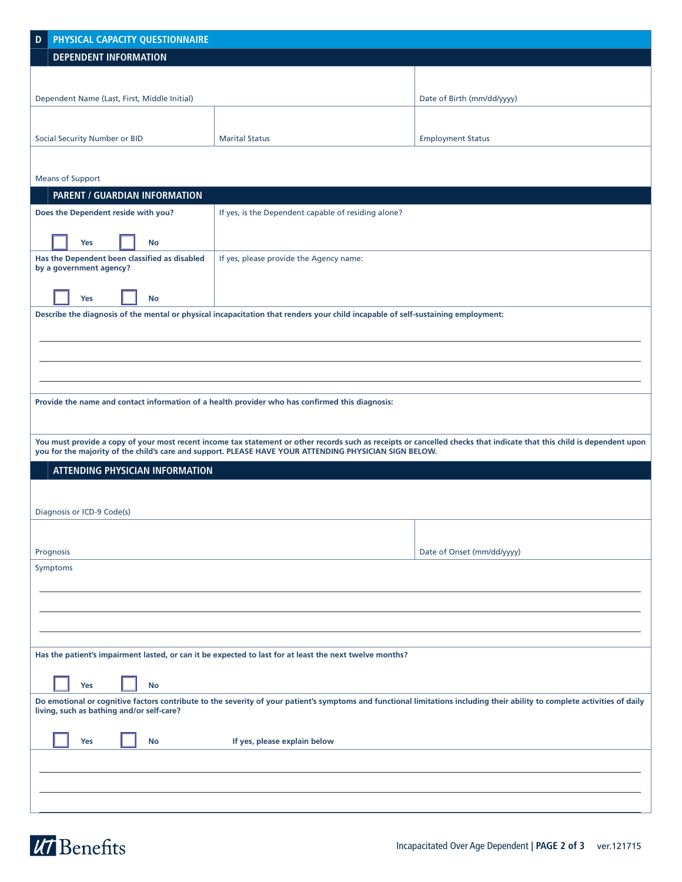## D PHYSICAL CAPACITY QUESTIONNAIRE

### DEPENDENT INFORMATION

Dependent Name (Last, First, Middle Initial)

Date of Birth (mm/dd/yyyy)

Social Security Number or BID

Marital Status

Employment Status

Means of Support

### PARENT / GUARDIAN INFORMATION

**Does the Dependent reside with you?**

☐ **Yes** ☐ **No**

If yes, is the Dependent capable of residing alone?

**Has the Dependent been classified as disabled by a government agency?**

☐ **Yes** ☐ **No**

If yes, please provide the Agency name:

**Describe the diagnosis of the mental or physical incapacitation that renders your child incapable of self-sustaining employment:**

\_\_\_\_\_\_\_\_\_\_\_\_\_\_\_\_\_\_\_\_\_\_\_\_\_\_\_\_\_\_\_\_\_\_\_\_\_\_\_\_\_\_\_\_\_\_\_\_\_\_\_\_\_\_\_\_\_\_\_\_\_\_\_\_\_\_\_\_\_\_\_\_

\_\_\_\_\_\_\_\_\_\_\_\_\_\_\_\_\_\_\_\_\_\_\_\_\_\_\_\_\_\_\_\_\_\_\_\_\_\_\_\_\_\_\_\_\_\_\_\_\_\_\_\_\_\_\_\_\_\_\_\_\_\_\_\_\_\_\_\_\_\_\_\_

\_\_\_\_\_\_\_\_\_\_\_\_\_\_\_\_\_\_\_\_\_\_\_\_\_\_\_\_\_\_\_\_\_\_\_\_\_\_\_\_\_\_\_\_\_\_\_\_\_\_\_\_\_\_\_\_\_\_\_\_\_\_\_\_\_\_\_\_\_\_\_\_

**Provide the name and contact information of a health provider who has confirmed this diagnosis:**

**You must provide a copy of your most recent income tax statement or other records such as receipts or cancelled checks that indicate that this child is dependent upon you for the majority of the child's care and support. PLEASE HAVE YOUR ATTENDING PHYSICIAN SIGN BELOW.**

### ATTENDING PHYSICIAN INFORMATION

Diagnosis or ICD-9 Code(s)

Prognosis

Date of Onset (mm/dd/yyyy)

Symptoms

\_\_\_\_\_\_\_\_\_\_\_\_\_\_\_\_\_\_\_\_\_\_\_\_\_\_\_\_\_\_\_\_\_\_\_\_\_\_\_\_\_\_\_\_\_\_\_\_\_\_\_\_\_\_\_\_\_\_\_\_\_\_\_\_\_\_\_\_\_\_\_\_

\_\_\_\_\_\_\_\_\_\_\_\_\_\_\_\_\_\_\_\_\_\_\_\_\_\_\_\_\_\_\_\_\_\_\_\_\_\_\_\_\_\_\_\_\_\_\_\_\_\_\_\_\_\_\_\_\_\_\_\_\_\_\_\_\_\_\_\_\_\_\_\_

\_\_\_\_\_\_\_\_\_\_\_\_\_\_\_\_\_\_\_\_\_\_\_\_\_\_\_\_\_\_\_\_\_\_\_\_\_\_\_\_\_\_\_\_\_\_\_\_\_\_\_\_\_\_\_\_\_\_\_\_\_\_\_\_\_\_\_\_\_\_\_\_

**Has the patient's impairment lasted, or can it be expected to last for at least the next twelve months?**

☐ **Yes** ☐ **No**

**Do emotional or cognitive factors contribute to the severity of your patient's symptoms and functional limitations including their ability to complete activities of daily living, such as bathing and/or self-care?**

☐ **Yes** ☐ **No** **If yes, please explain below**

\_\_\_\_\_\_\_\_\_\_\_\_\_\_\_\_\_\_\_\_\_\_\_\_\_\_\_\_\_\_\_\_\_\_\_\_\_\_\_\_\_\_\_\_\_\_\_\_\_\_\_\_\_\_\_\_\_\_\_\_\_\_\_\_\_\_\_\_\_\_\_\_

\_\_\_\_\_\_\_\_\_\_\_\_\_\_\_\_\_\_\_\_\_\_\_\_\_\_\_\_\_\_\_\_\_\_\_\_\_\_\_\_\_\_\_\_\_\_\_\_\_\_\_\_\_\_\_\_\_\_\_\_\_\_\_\_\_\_\_\_\_\_\_\_

\_\_\_\_\_\_\_\_\_\_\_\_\_\_\_\_\_\_\_\_\_\_\_\_\_\_\_\_\_\_\_\_\_\_\_\_\_\_\_\_\_\_\_\_\_\_\_\_\_\_\_\_\_\_\_\_\_\_\_\_\_\_\_\_\_\_\_\_\_\_\_\_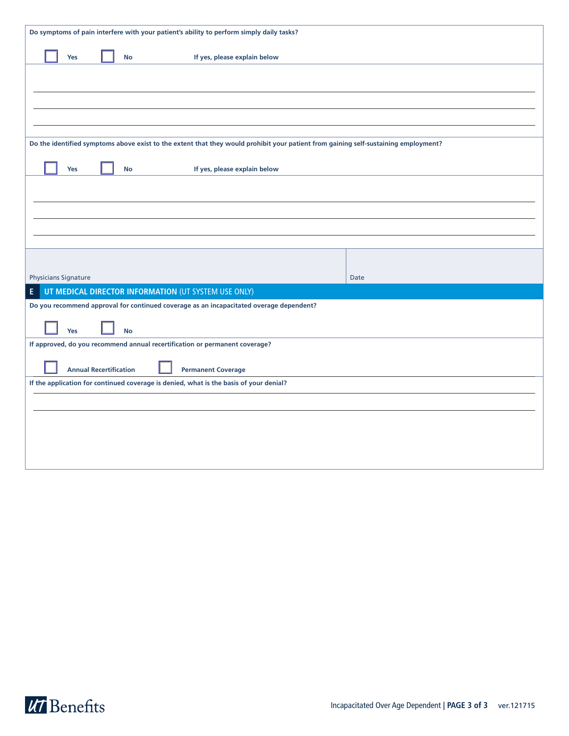**Do symptoms of pain interfere with your patient's ability to perform simply daily tasks?**

☐ **Yes** ☐ **No** **If yes, please explain below**

\_\_\_\_\_\_\_\_\_\_\_\_\_\_\_\_\_\_\_\_\_\_\_\_\_\_\_\_\_\_\_\_\_\_\_\_\_\_\_\_\_\_\_\_\_\_\_\_\_\_\_\_\_\_\_\_\_\_\_\_\_\_\_\_\_\_\_\_\_\_\_\_

\_\_\_\_\_\_\_\_\_\_\_\_\_\_\_\_\_\_\_\_\_\_\_\_\_\_\_\_\_\_\_\_\_\_\_\_\_\_\_\_\_\_\_\_\_\_\_\_\_\_\_\_\_\_\_\_\_\_\_\_\_\_\_\_\_\_\_\_\_\_\_\_

\_\_\_\_\_\_\_\_\_\_\_\_\_\_\_\_\_\_\_\_\_\_\_\_\_\_\_\_\_\_\_\_\_\_\_\_\_\_\_\_\_\_\_\_\_\_\_\_\_\_\_\_\_\_\_\_\_\_\_\_\_\_\_\_\_\_\_\_\_\_\_\_

**Do the identified symptoms above exist to the extent that they would prohibit your patient from gaining self-sustaining employment?**

☐ **Yes** ☐ **No** **If yes, please explain below**

\_\_\_\_\_\_\_\_\_\_\_\_\_\_\_\_\_\_\_\_\_\_\_\_\_\_\_\_\_\_\_\_\_\_\_\_\_\_\_\_\_\_\_\_\_\_\_\_\_\_\_\_\_\_\_\_\_\_\_\_\_\_\_\_\_\_\_\_\_\_\_\_

\_\_\_\_\_\_\_\_\_\_\_\_\_\_\_\_\_\_\_\_\_\_\_\_\_\_\_\_\_\_\_\_\_\_\_\_\_\_\_\_\_\_\_\_\_\_\_\_\_\_\_\_\_\_\_\_\_\_\_\_\_\_\_\_\_\_\_\_\_\_\_\_

\_\_\_\_\_\_\_\_\_\_\_\_\_\_\_\_\_\_\_\_\_\_\_\_\_\_\_\_\_\_\_\_\_\_\_\_\_\_\_\_\_\_\_\_\_\_\_\_\_\_\_\_\_\_\_\_\_\_\_\_\_\_\_\_\_\_\_\_\_\_\_\_

| Physicians Signature | Date |
|---|---|
| | |

## E UT MEDICAL DIRECTOR INFORMATION (UT SYSTEM USE ONLY)

**Do you recommend approval for continued coverage as an incapacitated overage dependent?**

☐ **Yes** ☐ **No**

**If approved, do you recommend annual recertification or permanent coverage?**

☐ **Annual Recertification** ☐ **Permanent Coverage**

**If the application for continued coverage is denied, what is the basis of your denial?**

\_\_\_\_\_\_\_\_\_\_\_\_\_\_\_\_\_\_\_\_\_\_\_\_\_\_\_\_\_\_\_\_\_\_\_\_\_\_\_\_\_\_\_\_\_\_\_\_\_\_\_\_\_\_\_\_\_\_\_\_\_\_\_\_\_\_\_\_\_\_\_\_

\_\_\_\_\_\_\_\_\_\_\_\_\_\_\_\_\_\_\_\_\_\_\_\_\_\_\_\_\_\_\_\_\_\_\_\_\_\_\_\_\_\_\_\_\_\_\_\_\_\_\_\_\_\_\_\_\_\_\_\_\_\_\_\_\_\_\_\_\_\_\_\_